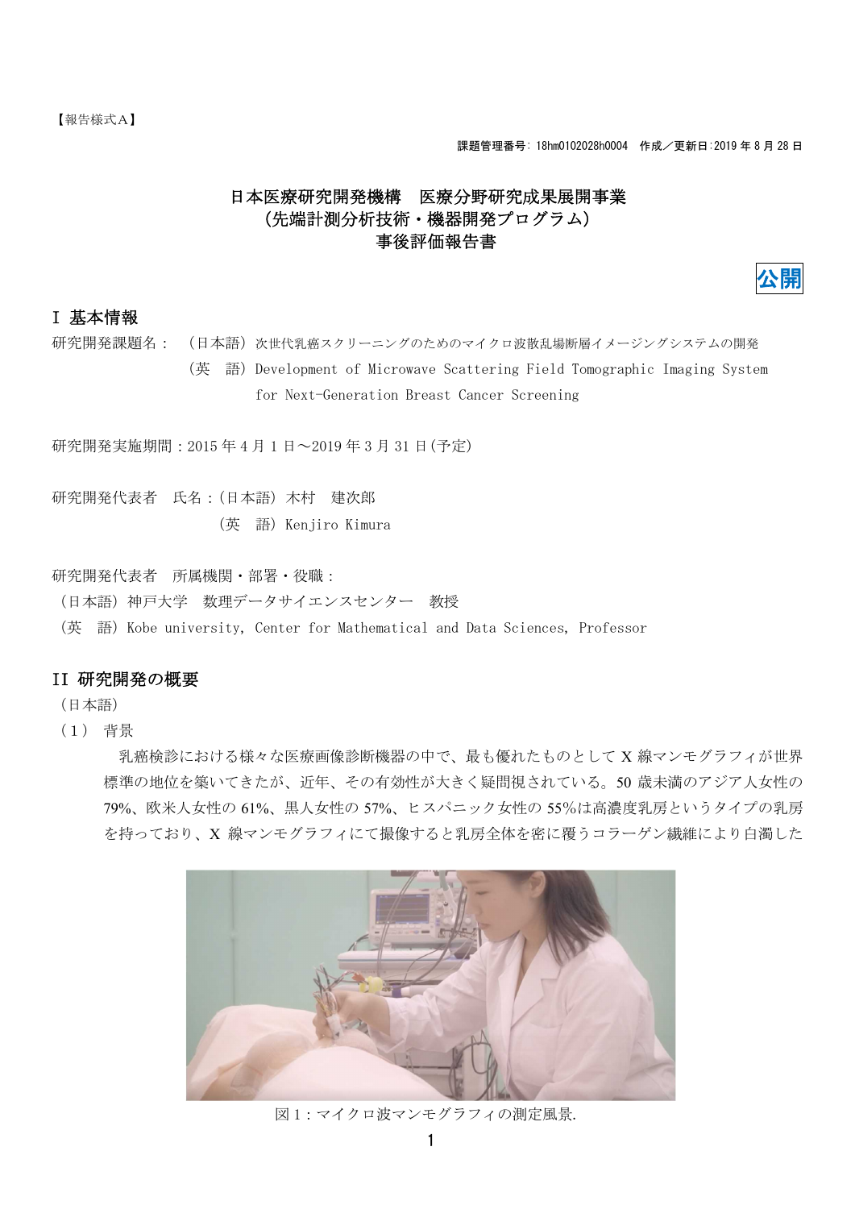【報告様式Ａ】

課題管理番号: 18hm0102028h0004　作成／更新日:2019 年 8 月 28 日

# 日本医療研究開発機構　医療分野研究成果展開事業
# （先端計測分析技術・機器開発プログラム）
# 事後評価報告書

公開

## I 基本情報

研究開発課題名：　（日本語）次世代乳癌スクリーニングのためのマイクロ波散乱場断層イメージングシステムの開発

（英　語）Development of Microwave Scattering Field Tomographic Imaging System for Next-Generation Breast Cancer Screening

研究開発実施期間：2015 年 4 月 1 日～2019 年 3 月 31 日(予定)

研究開発代表者　氏名：(日本語) 木村　建次郎

（英　語）Kenjiro Kimura

研究開発代表者　所属機関・部署・役職：

（日本語）神戸大学　数理データサイエンスセンター　教授

（英　語）Kobe university, Center for Mathematical and Data Sciences, Professor

## II 研究開発の概要

（日本語）

（1）　背景

乳癌検診における様々な医療画像診断機器の中で、最も優れたものとして X 線マンモグラフィが世界標準の地位を築いてきたが、近年、その有効性が大きく疑問視されている。50 歳未満のアジア人女性の 79%、欧米人女性の 61%、黒人女性の 57%、ヒスパニック女性の 55%は高濃度乳房というタイプの乳房を持っており、X 線マンモグラフィにて撮像すると乳房全体を密に覆うコラーゲン繊維により白濁した

図 1：マイクロ波マンモグラフィの測定風景.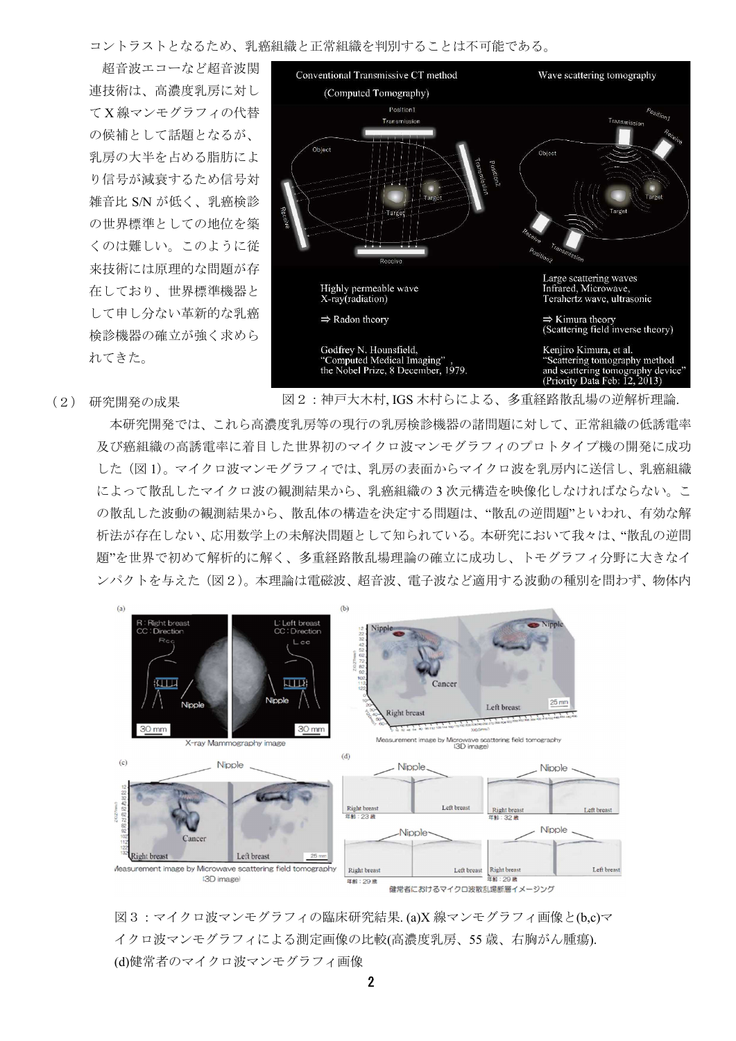コントラストとなるため、乳癌組織と正常組織を判別することは不可能である。

超音波エコーなど超音波関連技術は、高濃度乳房に対してX線マンモグラフィの代替の候補として話題となるが、乳房の大半を占める脂肪により信号が減衰するため信号対雑音比 S/N が低く、乳癌検診の世界標準としての地位を築くのは難しい。このように従来技術には原理的な問題が存在しており、世界標準機器として申し分ない革新的な乳癌検診機器の確立が強く求められてきた。

図２：神戸大木村, IGS 木村らによる、多重経路散乱場の逆解析理論.

（２） 研究開発の成果

本研究開発では、これら高濃度乳房等の現行の乳房検診機器の諸問題に対して、正常組織の低誘電率及び癌組織の高誘電率に着目した世界初のマイクロ波マンモグラフィのプロトタイプ機の開発に成功した（図1）。マイクロ波マンモグラフィでは、乳房の表面からマイクロ波を乳房内に送信し、乳癌組織によって散乱したマイクロ波の観測結果から、乳癌組織の3次元構造を映像化しなければならない。この散乱した波動の観測結果から、散乱体の構造を決定する問題は、“散乱の逆問題”といわれ、有効な解析法が存在しない、応用数学上の未解決問題として知られている。本研究において我々は、“散乱の逆問題”を世界で初めて解析的に解く、多重経路散乱場理論の確立に成功し、トモグラフィ分野に大きなインパクトを与えた（図２）。本理論は電磁波、超音波、電子波など適用する波動の種別を問わず、物体内

図３：マイクロ波マンモグラフィの臨床研究結果. (a)X 線マンモグラフィ画像と(b,c)マイクロ波マンモグラフィによる測定画像の比較(高濃度乳房、55 歳、右胸がん腫瘍).
(d)健常者のマイクロ波マンモグラフィ画像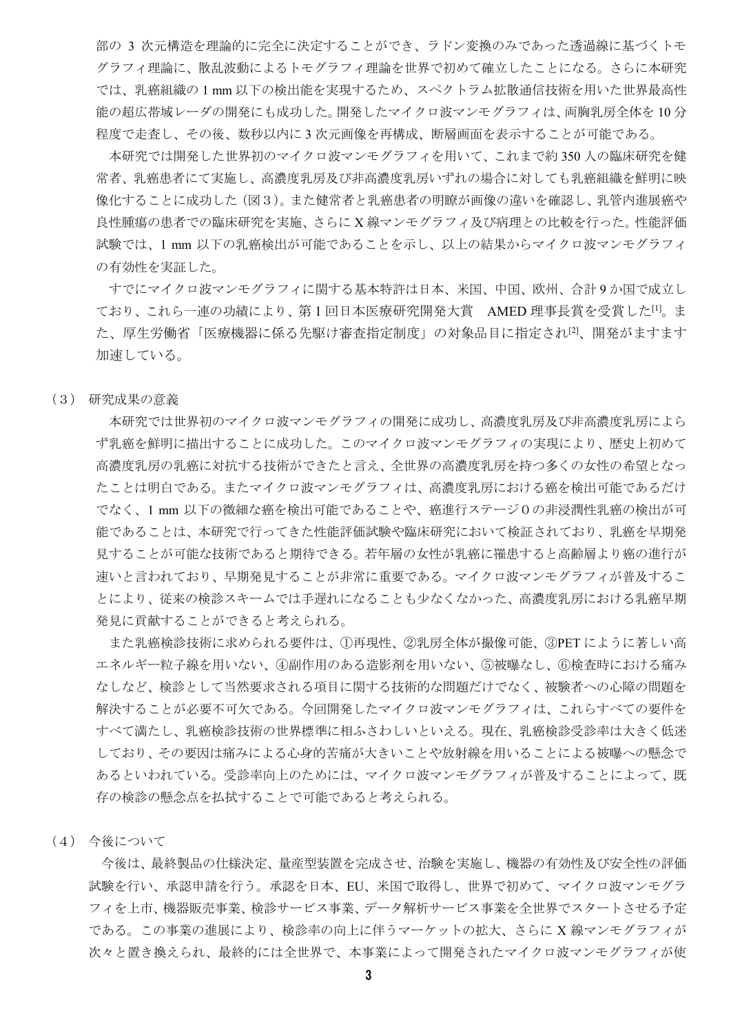部の 3 次元構造を理論的に完全に決定することができ、ラドン変換のみであった透過線に基づくトモグラフィ理論に、散乱波動によるトモグラフィ理論を世界で初めて確立したことになる。さらに本研究では、乳癌組織の 1 mm 以下の検出能を実現するため、スペクトラム拡散通信技術を用いた世界最高性能の超広帯域レーダの開発にも成功した。開発したマイクロ波マンモグラフィは、両胸乳房全体を 10 分程度で走査し、その後、数秒以内に 3 次元画像を再構成、断層画面を表示することが可能である。

本研究では開発した世界初のマイクロ波マンモグラフィを用いて、これまで約 350 人の臨床研究を健常者、乳癌患者にて実施し、高濃度乳房及び非高濃度乳房いずれの場合に対しても乳癌組織を鮮明に映像化することに成功した（図３）。また健常者と乳癌患者の明瞭が画像の違いを確認し、乳管内進展癌や良性腫瘍の患者での臨床研究を実施、さらに X 線マンモグラフィ及び病理との比較を行った。性能評価試験では、1 mm 以下の乳癌検出が可能であることを示し、以上の結果からマイクロ波マンモグラフィの有効性を実証した。

すでにマイクロ波マンモグラフィに関する基本特許は日本、米国、中国、欧州、合計 9 か国で成立しており、これら一連の功績により、第 1 回日本医療研究開発大賞　AMED 理事長賞を受賞した[1]。また、厚生労働省「医療機器に係る先駆け審査指定制度」の対象品目に指定され[2]、開発がますます加速している。

## （３） 研究成果の意義

本研究では世界初のマイクロ波マンモグラフィの開発に成功し、高濃度乳房及び非高濃度乳房によらず乳癌を鮮明に描出することに成功した。このマイクロ波マンモグラフィの実現により、歴史上初めて高濃度乳房の乳癌に対抗する技術ができたと言え、全世界の高濃度乳房を持つ多くの女性の希望となったことは明白である。またマイクロ波マンモグラフィは、高濃度乳房における癌を検出可能であるだけでなく、1 mm 以下の微細な癌を検出可能であることや、癌進行ステージ０の非浸潤性乳癌の検出が可能であることは、本研究で行ってきた性能評価試験や臨床研究において検証されており、乳癌を早期発見することが可能な技術であると期待できる。若年層の女性が乳癌に罹患すると高齢層より癌の進行が速いと言われており、早期発見することが非常に重要である。マイクロ波マンモグラフィが普及することにより、従来の検診スキームでは手遅れになることも少なくなかった、高濃度乳房における乳癌早期発見に貢献することができると考えられる。

また乳癌検診技術に求められる要件は、①再現性、②乳房全体が撮像可能、③PET にように著しい高エネルギー粒子線を用いない、④副作用のある造影剤を用いない、⑤被曝なし、⑥検査時における痛みなしなど、検診として当然要求される項目に関する技術的な問題だけでなく、被験者への心障の問題を解決することが必要不可欠である。今回開発したマイクロ波マンモグラフィは、これらすべての要件をすべて満たし、乳癌検診技術の世界標準に相ふさわしいといえる。現在、乳癌検診受診率は大きく低迷しており、その要因は痛みによる心身的苦痛が大きいことや放射線を用いることによる被曝への懸念であるといわれている。受診率向上のためには、マイクロ波マンモグラフィが普及することによって、既存の検診の懸念点を払拭することで可能であると考えられる。

## （４） 今後について

今後は、最終製品の仕様決定、量産型装置を完成させ、治験を実施し、機器の有効性及び安全性の評価試験を行い、承認申請を行う。承認を日本、EU、米国で取得し、世界で初めて、マイクロ波マンモグラフィを上市、機器販売事業、検診サービス事業、データ解析サービス事業を全世界でスタートさせる予定である。この事業の進展により、検診率の向上に伴うマーケットの拡大、さらに X 線マンモグラフィが次々と置き換えられ、最終的には全世界で、本事業によって開発されたマイクロ波マンモグラフィが使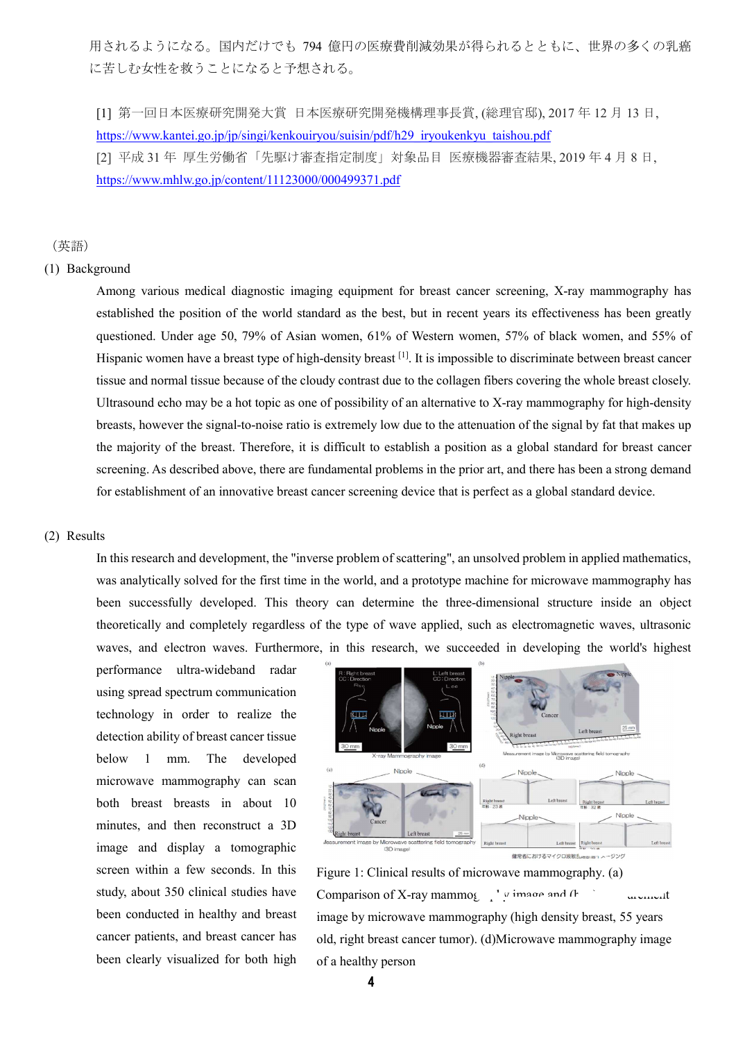用されるようになる。国内だけでも 794 億円の医療費削減効果が得られるとともに、世界の多くの乳癌に苦しむ女性を救うことになると予想される。

[1] 第一回日本医療研究開発大賞 日本医療研究開発機構理事長賞, (総理官邸), 2017 年 12 月 13 日, https://www.kantei.go.jp/jp/singi/kenkouiryou/suisin/pdf/h29_iryoukenkyu_taishou.pdf

[2] 平成 31 年 厚生労働省「先駆け審査指定制度」対象品目 医療機器審査結果, 2019 年 4 月 8 日, https://www.mhlw.go.jp/content/11123000/000499371.pdf

（英語）

(1) Background

Among various medical diagnostic imaging equipment for breast cancer screening, X-ray mammography has established the position of the world standard as the best, but in recent years its effectiveness has been greatly questioned. Under age 50, 79% of Asian women, 61% of Western women, 57% of black women, and 55% of Hispanic women have a breast type of high-density breast [1]. It is impossible to discriminate between breast cancer tissue and normal tissue because of the cloudy contrast due to the collagen fibers covering the whole breast closely. Ultrasound echo may be a hot topic as one of possibility of an alternative to X-ray mammography for high-density breasts, however the signal-to-noise ratio is extremely low due to the attenuation of the signal by fat that makes up the majority of the breast. Therefore, it is difficult to establish a position as a global standard for breast cancer screening. As described above, there are fundamental problems in the prior art, and there has been a strong demand for establishment of an innovative breast cancer screening device that is perfect as a global standard device.

(2) Results

In this research and development, the "inverse problem of scattering", an unsolved problem in applied mathematics, was analytically solved for the first time in the world, and a prototype machine for microwave mammography has been successfully developed. This theory can determine the three-dimensional structure inside an object theoretically and completely regardless of the type of wave applied, such as electromagnetic waves, ultrasonic waves, and electron waves. Furthermore, in this research, we succeeded in developing the world's highest performance ultra-wideband radar using spread spectrum communication technology in order to realize the detection ability of breast cancer tissue below 1 mm. The developed microwave mammography can scan both breast breasts in about 10 minutes, and then reconstruct a 3D image and display a tomographic screen within a few seconds. In this study, about 350 clinical studies have been conducted in healthy and breast cancer patients, and breast cancer has been clearly visualized for both high

Figure 1: Clinical results of microwave mammography. (a) Comparison of X-ray mammog... image and (b)... image by microwave mammography (high density breast, 55 years old, right breast cancer tumor). (d)Microwave mammography image of a healthy person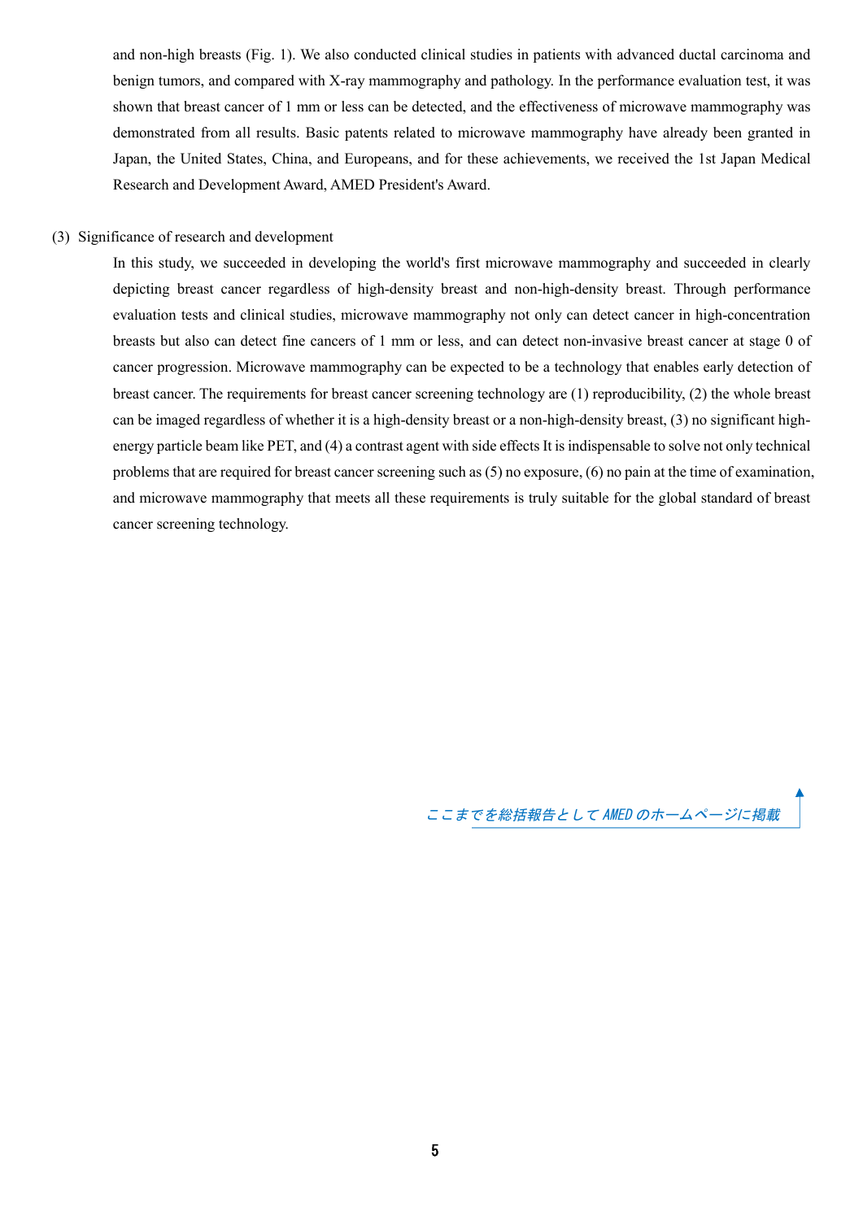and non-high breasts (Fig. 1). We also conducted clinical studies in patients with advanced ductal carcinoma and benign tumors, and compared with X-ray mammography and pathology. In the performance evaluation test, it was shown that breast cancer of 1 mm or less can be detected, and the effectiveness of microwave mammography was demonstrated from all results. Basic patents related to microwave mammography have already been granted in Japan, the United States, China, and Europeans, and for these achievements, we received the 1st Japan Medical Research and Development Award, AMED President's Award.

(3) Significance of research and development

In this study, we succeeded in developing the world's first microwave mammography and succeeded in clearly depicting breast cancer regardless of high-density breast and non-high-density breast. Through performance evaluation tests and clinical studies, microwave mammography not only can detect cancer in high-concentration breasts but also can detect fine cancers of 1 mm or less, and can detect non-invasive breast cancer at stage 0 of cancer progression. Microwave mammography can be expected to be a technology that enables early detection of breast cancer. The requirements for breast cancer screening technology are (1) reproducibility, (2) the whole breast can be imaged regardless of whether it is a high-density breast or a non-high-density breast, (3) no significant high-energy particle beam like PET, and (4) a contrast agent with side effects It is indispensable to solve not only technical problems that are required for breast cancer screening such as (5) no exposure, (6) no pain at the time of examination, and microwave mammography that meets all these requirements is truly suitable for the global standard of breast cancer screening technology.

*ここまでを総括報告として AMED のホームページに掲載*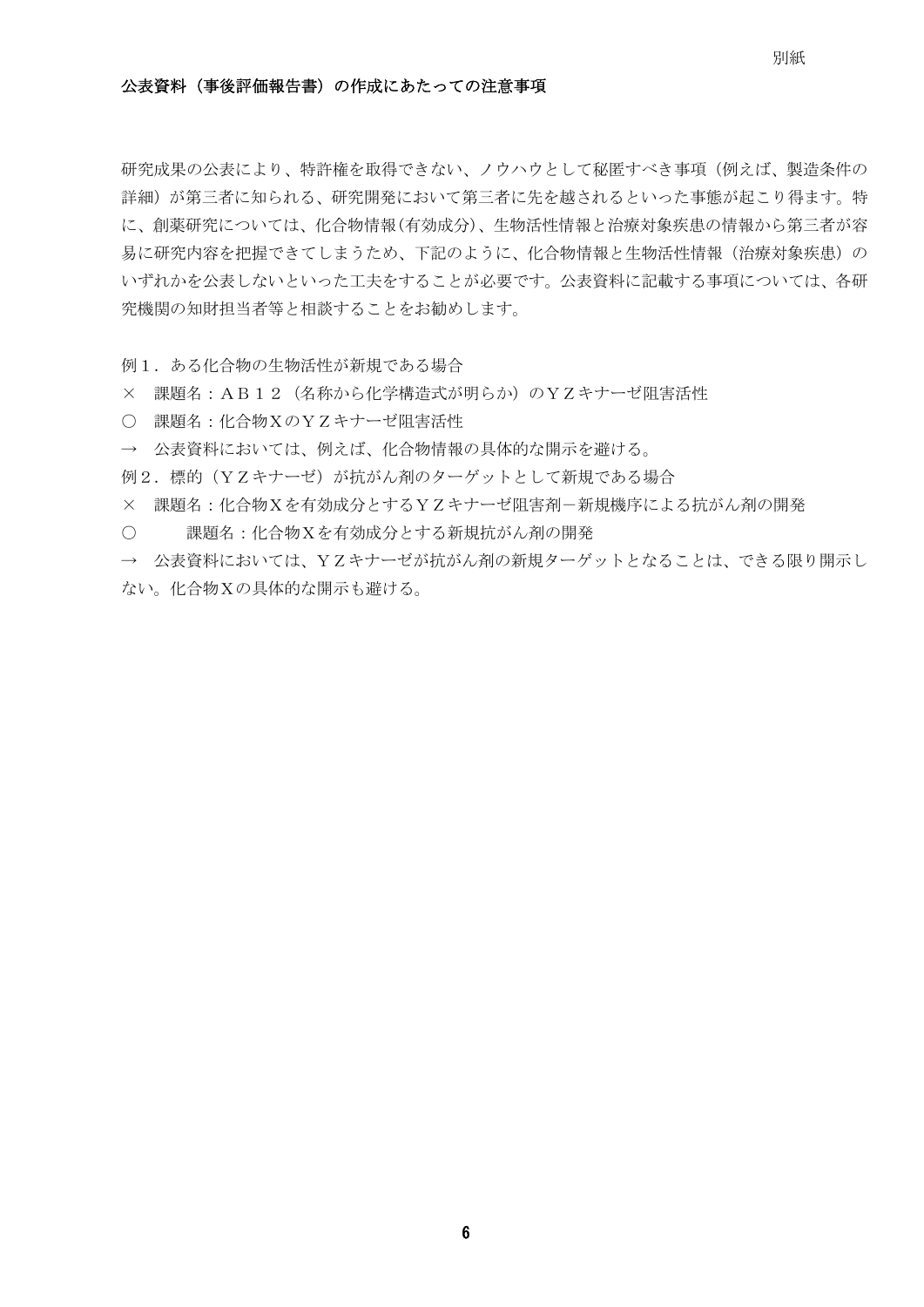別紙

**公表資料（事後評価報告書）の作成にあたっての注意事項**

研究成果の公表により、特許権を取得できない、ノウハウとして秘匿すべき事項（例えば、製造条件の詳細）が第三者に知られる、研究開発において第三者に先を越されるといった事態が起こり得ます。特に、創薬研究については、化合物情報(有効成分)、生物活性情報と治療対象疾患の情報から第三者が容易に研究内容を把握できてしまうため、下記のように、化合物情報と生物活性情報（治療対象疾患）のいずれかを公表しないといった工夫をすることが必要です。公表資料に記載する事項については、各研究機関の知財担当者等と相談することをお勧めします。

例１．ある化合物の生物活性が新規である場合

×　課題名：ＡＢ１２（名称から化学構造式が明らか）のＹＺキナーゼ阻害活性

○　課題名：化合物ＸのＹＺキナーゼ阻害活性

→　公表資料においては、例えば、化合物情報の具体的な開示を避ける。

例２．標的（ＹＺキナーゼ）が抗がん剤のターゲットとして新規である場合

×　課題名：化合物Ｘを有効成分とするＹＺキナーゼ阻害剤－新規機序による抗がん剤の開発

○　　　課題名：化合物Ｘを有効成分とする新規抗がん剤の開発

→　公表資料においては、ＹＺキナーゼが抗がん剤の新規ターゲットとなることは、できる限り開示しない。化合物Ｘの具体的な開示も避ける。